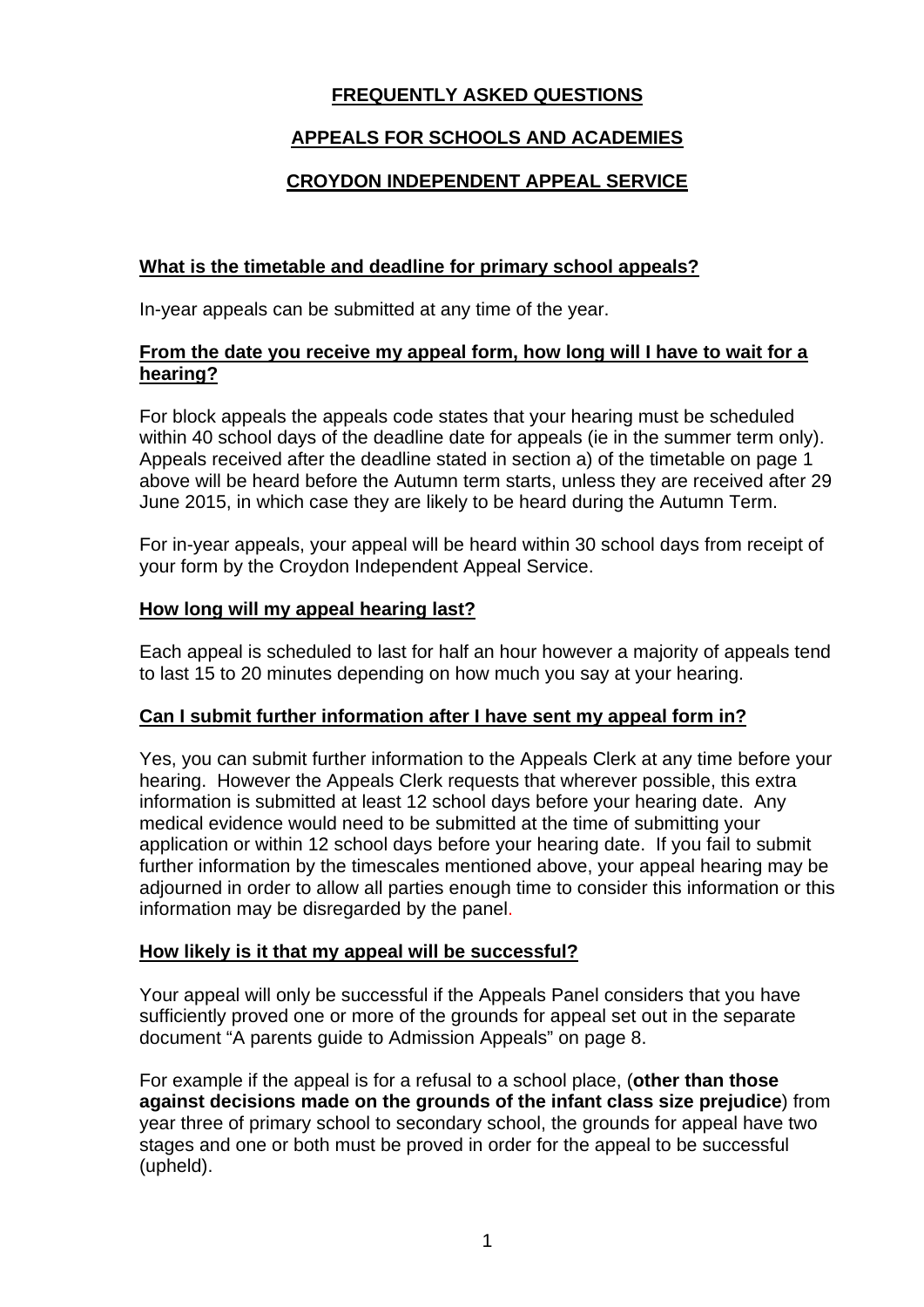# FREQUENTLY ASKED QUESTIONS

## APPEALS FOR SCHOOLS AND ACADEMIES

## CROYDON INDEPENDENT APPEAL SERVICE

### What is the timetable and deadline for primary school appeals?

In-year appeals can be submitted at any time of the year.

### From the date you receive my appeal form, how long will I have to wait for a hearing?

For block appeals the appeals code states that your hearing must be scheduled within 40 school days of the deadline date for appeals (ie in the summer term only). Appeals received after the deadline stated in section a) of the timetable on page 1 above will be heard before the Autumn term starts, unless they are received after 29 June 2015, in which case they are likely to be heard during the Autumn Term.

For in-year appeals, your appeal will be heard within 30 school days from receipt of your form by the Croydon Independent Appeal Service.

### How long will my appeal hearing last?

Each appeal is scheduled to last for half an hour however a majority of appeals tend to last 15 to 20 minutes depending on how much you say at your hearing.

### Can I submit further information after I have sent my appeal form in?

Yes, you can submit further information to the Appeals Clerk at any time before your hearing. However the Appeals Clerk requests that wherever possible, this extra information is submitted at least 12 school days before your hearing date. Any medical evidence would need to be submitted at the time of submitting your application or within 12 school days before your hearing date. If you fail to submit further information by the timescales mentioned above, your appeal hearing may be adjourned in order to allow all parties enough time to consider this information or this information may be disregarded by the panel.

### How likely is it that my appeal will be successful?

Your appeal will only be successful if the Appeals Panel considers that you have sufficiently proved one or more of the grounds for appeal set out in the separate document "A parents guide to Admission Appeals" on page 8.

For example if the appeal is for a refusal to a school place, (**other than those against decisions made on the grounds of the infant class size prejudice**) from year three of primary school to secondary school, the grounds for appeal have two stages and one or both must be proved in order for the appeal to be successful (upheld).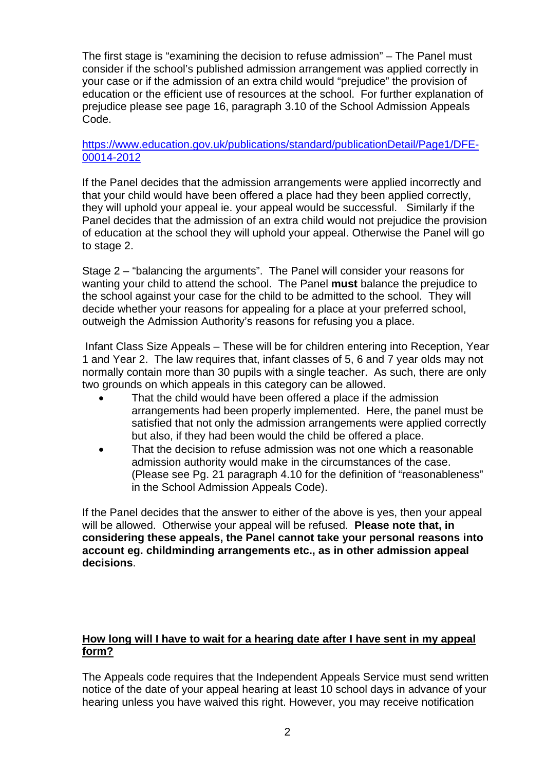The first stage is "examining the decision to refuse admission" – The Panel must consider if the school's published admission arrangement was applied correctly in your case or if the admission of an extra child would "prejudice" the provision of education or the efficient use of resources at the school. For further explanation of prejudice please see page 16, paragraph 3.10 of the School Admission Appeals Code.

https://www.education.gov.uk/publications/standard/publicationDetail/Page1/DFE-00014-2012

If the Panel decides that the admission arrangements were applied incorrectly and that your child would have been offered a place had they been applied correctly, they will uphold your appeal ie. your appeal would be successful. Similarly if the Panel decides that the admission of an extra child would not prejudice the provision of education at the school they will uphold your appeal. Otherwise the Panel will go to stage 2.

Stage 2 – "balancing the arguments". The Panel will consider your reasons for wanting your child to attend the school. The Panel **must** balance the prejudice to the school against your case for the child to be admitted to the school. They will decide whether your reasons for appealing for a place at your preferred school, outweigh the Admission Authority's reasons for refusing you a place.

Infant Class Size Appeals – These will be for children entering into Reception, Year 1 and Year 2. The law requires that, infant classes of 5, 6 and 7 year olds may not normally contain more than 30 pupils with a single teacher. As such, there are only two grounds on which appeals in this category can be allowed.

- That the child would have been offered a place if the admission arrangements had been properly implemented. Here, the panel must be satisfied that not only the admission arrangements were applied correctly but also, if they had been would the child be offered a place.
- That the decision to refuse admission was not one which a reasonable admission authority would make in the circumstances of the case. (Please see Pg. 21 paragraph 4.10 for the definition of "reasonableness" in the School Admission Appeals Code).

If the Panel decides that the answer to either of the above is yes, then your appeal will be allowed. Otherwise your appeal will be refused. **Please note that, in considering these appeals, the Panel cannot take your personal reasons into account eg. childminding arrangements etc., as in other admission appeal decisions**.

## How long will I have to wait for a hearing date after I have sent in my appeal form?

The Appeals code requires that the Independent Appeals Service must send written notice of the date of your appeal hearing at least 10 school days in advance of your hearing unless you have waived this right. However, you may receive notification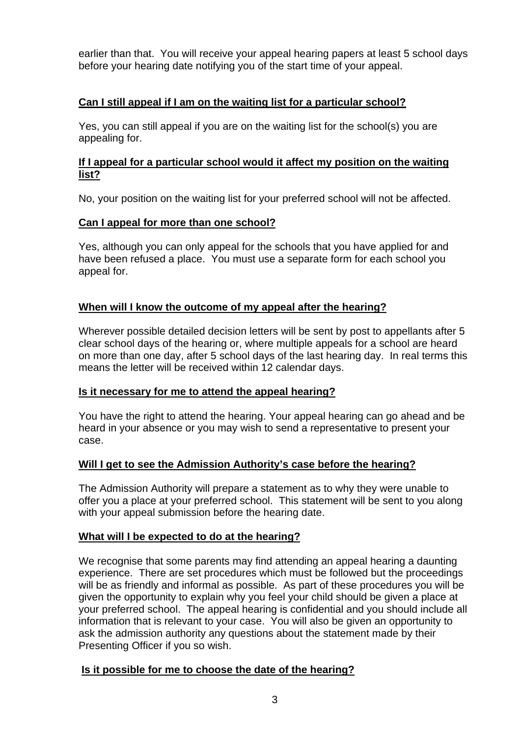earlier than that. You will receive your appeal hearing papers at least 5 school days before your hearing date notifying you of the start time of your appeal.

**Can I still appeal if I am on the waiting list for a particular school?**

Yes, you can still appeal if you are on the waiting list for the school(s) you are appealing for.

**If I appeal for a particular school would it affect my position on the waiting list?**

No, your position on the waiting list for your preferred school will not be affected.

**Can I appeal for more than one school?**

Yes, although you can only appeal for the schools that you have applied for and have been refused a place. You must use a separate form for each school you appeal for.

**When will I know the outcome of my appeal after the hearing?**

Wherever possible detailed decision letters will be sent by post to appellants after 5 clear school days of the hearing or, where multiple appeals for a school are heard on more than one day, after 5 school days of the last hearing day. In real terms this means the letter will be received within 12 calendar days.

**Is it necessary for me to attend the appeal hearing?**

You have the right to attend the hearing. Your appeal hearing can go ahead and be heard in your absence or you may wish to send a representative to present your case.

**Will I get to see the Admission Authority's case before the hearing?**

The Admission Authority will prepare a statement as to why they were unable to offer you a place at your preferred school. This statement will be sent to you along with your appeal submission before the hearing date.

**What will I be expected to do at the hearing?**

We recognise that some parents may find attending an appeal hearing a daunting experience. There are set procedures which must be followed but the proceedings will be as friendly and informal as possible. As part of these procedures you will be given the opportunity to explain why you feel your child should be given a place at your preferred school. The appeal hearing is confidential and you should include all information that is relevant to your case. You will also be given an opportunity to ask the admission authority any questions about the statement made by their Presenting Officer if you so wish.

**Is it possible for me to choose the date of the hearing?**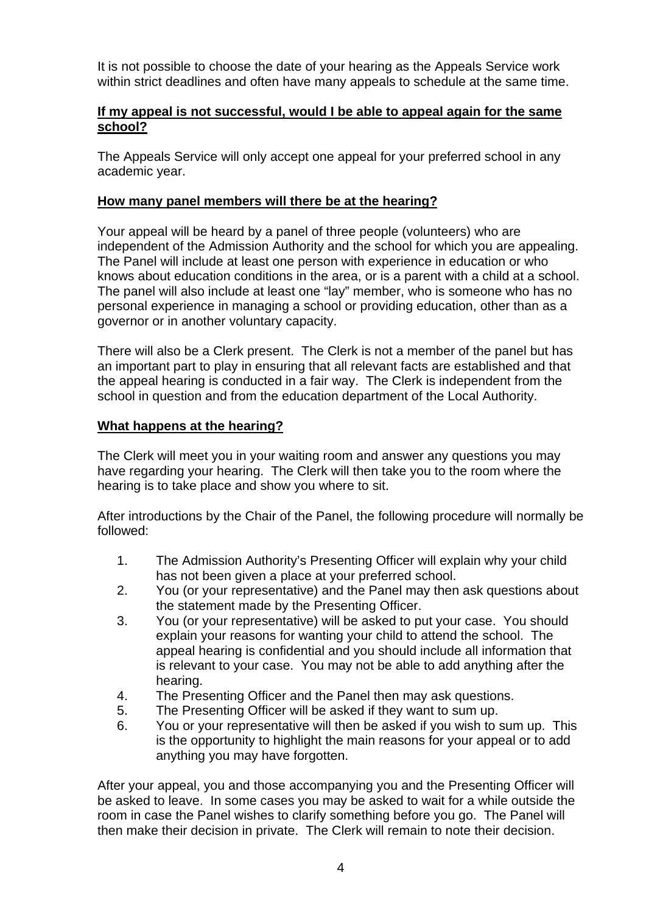It is not possible to choose the date of your hearing as the Appeals Service work within strict deadlines and often have many appeals to schedule at the same time.

**If my appeal is not successful, would I be able to appeal again for the same school?**

The Appeals Service will only accept one appeal for your preferred school in any academic year.

**How many panel members will there be at the hearing?**

Your appeal will be heard by a panel of three people (volunteers) who are independent of the Admission Authority and the school for which you are appealing. The Panel will include at least one person with experience in education or who knows about education conditions in the area, or is a parent with a child at a school. The panel will also include at least one "lay" member, who is someone who has no personal experience in managing a school or providing education, other than as a governor or in another voluntary capacity.

There will also be a Clerk present. The Clerk is not a member of the panel but has an important part to play in ensuring that all relevant facts are established and that the appeal hearing is conducted in a fair way. The Clerk is independent from the school in question and from the education department of the Local Authority.

**What happens at the hearing?**

The Clerk will meet you in your waiting room and answer any questions you may have regarding your hearing. The Clerk will then take you to the room where the hearing is to take place and show you where to sit.

After introductions by the Chair of the Panel, the following procedure will normally be followed:

1. The Admission Authority's Presenting Officer will explain why your child has not been given a place at your preferred school.
2. You (or your representative) and the Panel may then ask questions about the statement made by the Presenting Officer.
3. You (or your representative) will be asked to put your case. You should explain your reasons for wanting your child to attend the school. The appeal hearing is confidential and you should include all information that is relevant to your case. You may not be able to add anything after the hearing.
4. The Presenting Officer and the Panel then may ask questions.
5. The Presenting Officer will be asked if they want to sum up.
6. You or your representative will then be asked if you wish to sum up. This is the opportunity to highlight the main reasons for your appeal or to add anything you may have forgotten.

After your appeal, you and those accompanying you and the Presenting Officer will be asked to leave. In some cases you may be asked to wait for a while outside the room in case the Panel wishes to clarify something before you go. The Panel will then make their decision in private. The Clerk will remain to note their decision.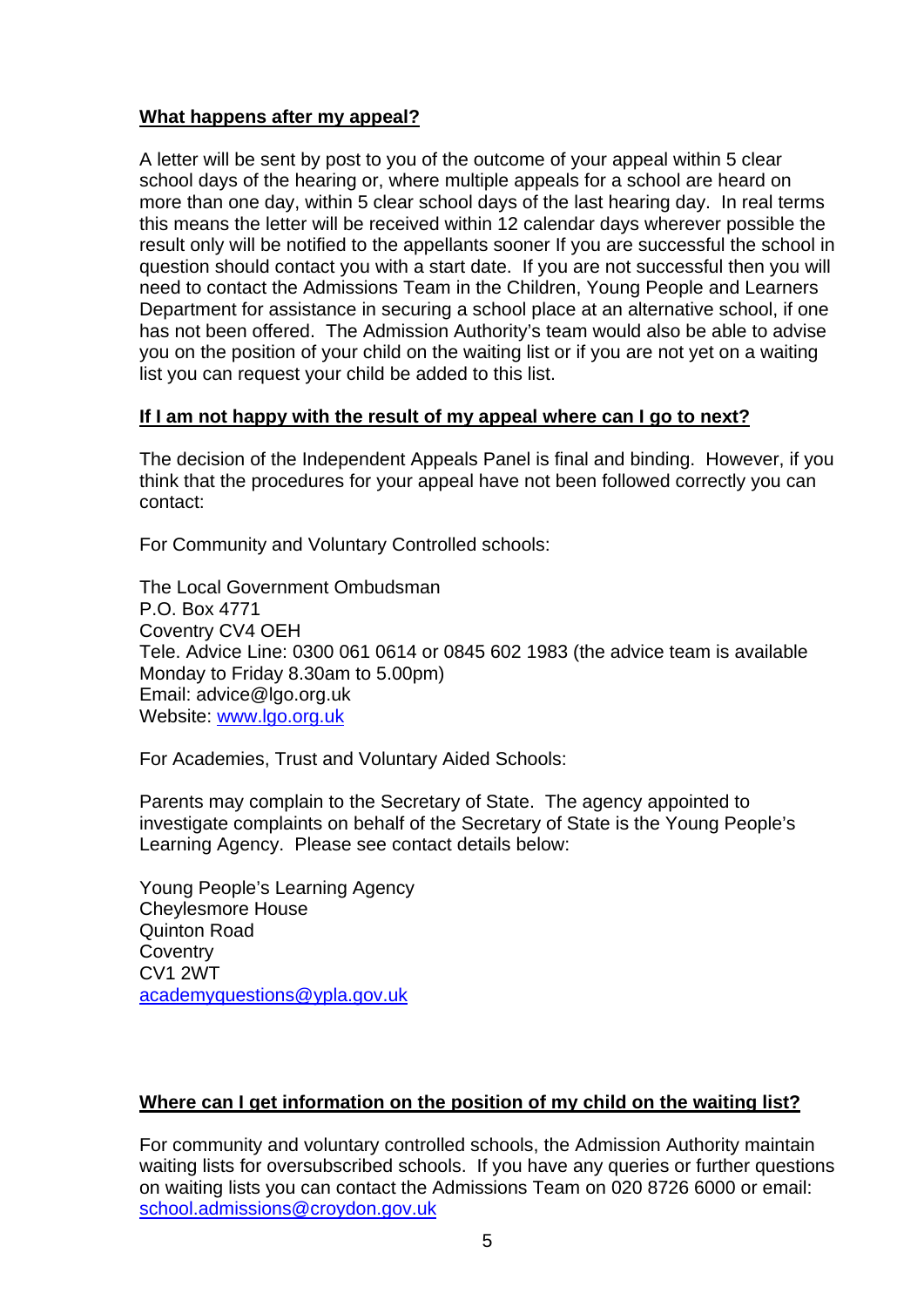**What happens after my appeal?**

A letter will be sent by post to you of the outcome of your appeal within 5 clear school days of the hearing or, where multiple appeals for a school are heard on more than one day, within 5 clear school days of the last hearing day. In real terms this means the letter will be received within 12 calendar days wherever possible the result only will be notified to the appellants sooner If you are successful the school in question should contact you with a start date. If you are not successful then you will need to contact the Admissions Team in the Children, Young People and Learners Department for assistance in securing a school place at an alternative school, if one has not been offered. The Admission Authority's team would also be able to advise you on the position of your child on the waiting list or if you are not yet on a waiting list you can request your child be added to this list.

**If I am not happy with the result of my appeal where can I go to next?**

The decision of the Independent Appeals Panel is final and binding. However, if you think that the procedures for your appeal have not been followed correctly you can contact:

For Community and Voluntary Controlled schools:

The Local Government Ombudsman
P.O. Box 4771
Coventry CV4 OEH
Tele. Advice Line: 0300 061 0614 or 0845 602 1983 (the advice team is available Monday to Friday 8.30am to 5.00pm)
Email: advice@lgo.org.uk
Website: www.lgo.org.uk

For Academies, Trust and Voluntary Aided Schools:

Parents may complain to the Secretary of State. The agency appointed to investigate complaints on behalf of the Secretary of State is the Young People's Learning Agency. Please see contact details below:

Young People's Learning Agency
Cheylesmore House
Quinton Road
Coventry
CV1 2WT
academyquestions@ypla.gov.uk

**Where can I get information on the position of my child on the waiting list?**

For community and voluntary controlled schools, the Admission Authority maintain waiting lists for oversubscribed schools. If you have any queries or further questions on waiting lists you can contact the Admissions Team on 020 8726 6000 or email: school.admissions@croydon.gov.uk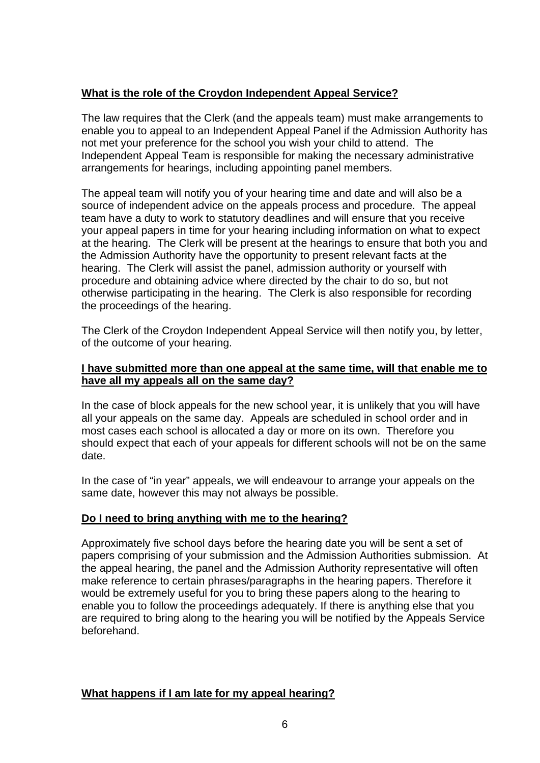**What is the role of the Croydon Independent Appeal Service?**

The law requires that the Clerk (and the appeals team) must make arrangements to enable you to appeal to an Independent Appeal Panel if the Admission Authority has not met your preference for the school you wish your child to attend. The Independent Appeal Team is responsible for making the necessary administrative arrangements for hearings, including appointing panel members.

The appeal team will notify you of your hearing time and date and will also be a source of independent advice on the appeals process and procedure. The appeal team have a duty to work to statutory deadlines and will ensure that you receive your appeal papers in time for your hearing including information on what to expect at the hearing. The Clerk will be present at the hearings to ensure that both you and the Admission Authority have the opportunity to present relevant facts at the hearing. The Clerk will assist the panel, admission authority or yourself with procedure and obtaining advice where directed by the chair to do so, but not otherwise participating in the hearing. The Clerk is also responsible for recording the proceedings of the hearing.

The Clerk of the Croydon Independent Appeal Service will then notify you, by letter, of the outcome of your hearing.

**I have submitted more than one appeal at the same time, will that enable me to have all my appeals all on the same day?**

In the case of block appeals for the new school year, it is unlikely that you will have all your appeals on the same day. Appeals are scheduled in school order and in most cases each school is allocated a day or more on its own. Therefore you should expect that each of your appeals for different schools will not be on the same date.

In the case of "in year" appeals, we will endeavour to arrange your appeals on the same date, however this may not always be possible.

**Do I need to bring anything with me to the hearing?**

Approximately five school days before the hearing date you will be sent a set of papers comprising of your submission and the Admission Authorities submission. At the appeal hearing, the panel and the Admission Authority representative will often make reference to certain phrases/paragraphs in the hearing papers. Therefore it would be extremely useful for you to bring these papers along to the hearing to enable you to follow the proceedings adequately. If there is anything else that you are required to bring along to the hearing you will be notified by the Appeals Service beforehand.

**What happens if I am late for my appeal hearing?**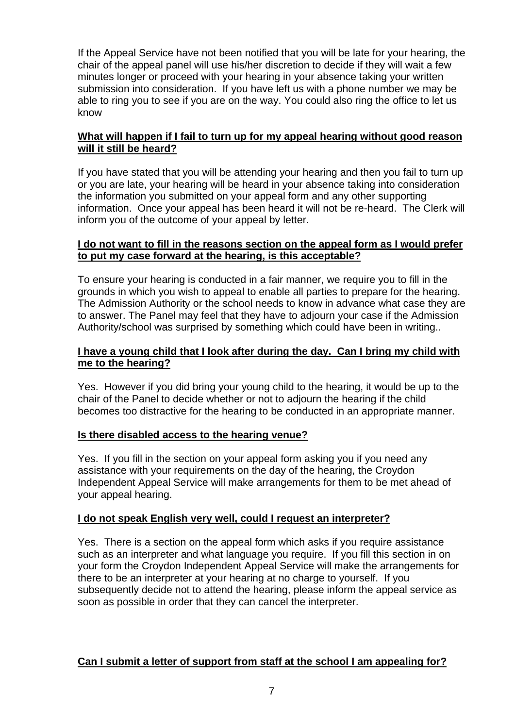If the Appeal Service have not been notified that you will be late for your hearing, the chair of the appeal panel will use his/her discretion to decide if they will wait a few minutes longer or proceed with your hearing in your absence taking your written submission into consideration. If you have left us with a phone number we may be able to ring you to see if you are on the way. You could also ring the office to let us know

**What will happen if I fail to turn up for my appeal hearing without good reason will it still be heard?**

If you have stated that you will be attending your hearing and then you fail to turn up or you are late, your hearing will be heard in your absence taking into consideration the information you submitted on your appeal form and any other supporting information. Once your appeal has been heard it will not be re-heard. The Clerk will inform you of the outcome of your appeal by letter.

**I do not want to fill in the reasons section on the appeal form as I would prefer to put my case forward at the hearing, is this acceptable?**

To ensure your hearing is conducted in a fair manner, we require you to fill in the grounds in which you wish to appeal to enable all parties to prepare for the hearing. The Admission Authority or the school needs to know in advance what case they are to answer. The Panel may feel that they have to adjourn your case if the Admission Authority/school was surprised by something which could have been in writing..

**I have a young child that I look after during the day. Can I bring my child with me to the hearing?**

Yes. However if you did bring your young child to the hearing, it would be up to the chair of the Panel to decide whether or not to adjourn the hearing if the child becomes too distractive for the hearing to be conducted in an appropriate manner.

**Is there disabled access to the hearing venue?**

Yes. If you fill in the section on your appeal form asking you if you need any assistance with your requirements on the day of the hearing, the Croydon Independent Appeal Service will make arrangements for them to be met ahead of your appeal hearing.

**I do not speak English very well, could I request an interpreter?**

Yes. There is a section on the appeal form which asks if you require assistance such as an interpreter and what language you require. If you fill this section in on your form the Croydon Independent Appeal Service will make the arrangements for there to be an interpreter at your hearing at no charge to yourself. If you subsequently decide not to attend the hearing, please inform the appeal service as soon as possible in order that they can cancel the interpreter.

**Can I submit a letter of support from staff at the school I am appealing for?**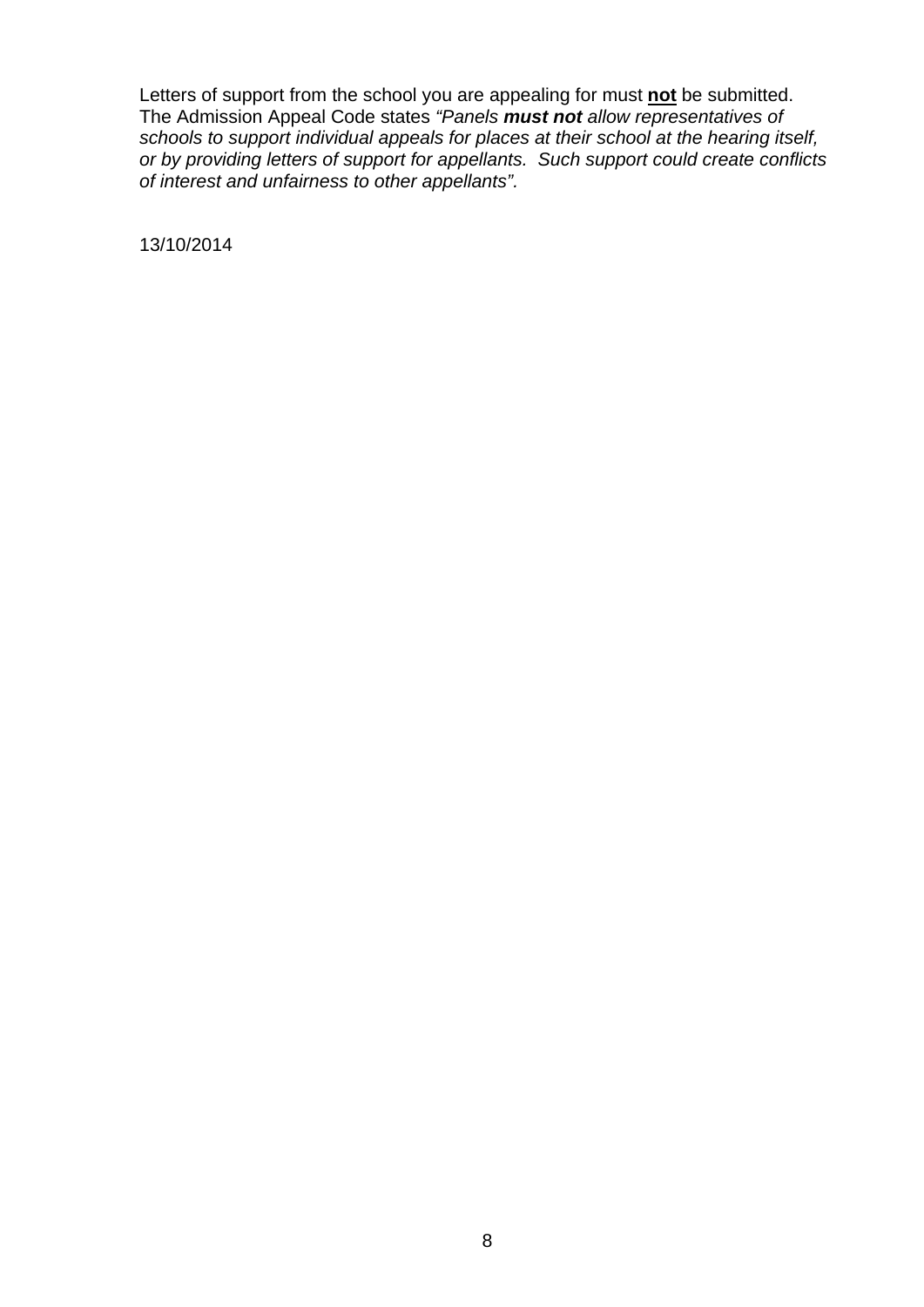Letters of support from the school you are appealing for must **not** be submitted. The Admission Appeal Code states *"Panels **must not** allow representatives of schools to support individual appeals for places at their school at the hearing itself, or by providing letters of support for appellants. Such support could create conflicts of interest and unfairness to other appellants".*

13/10/2014